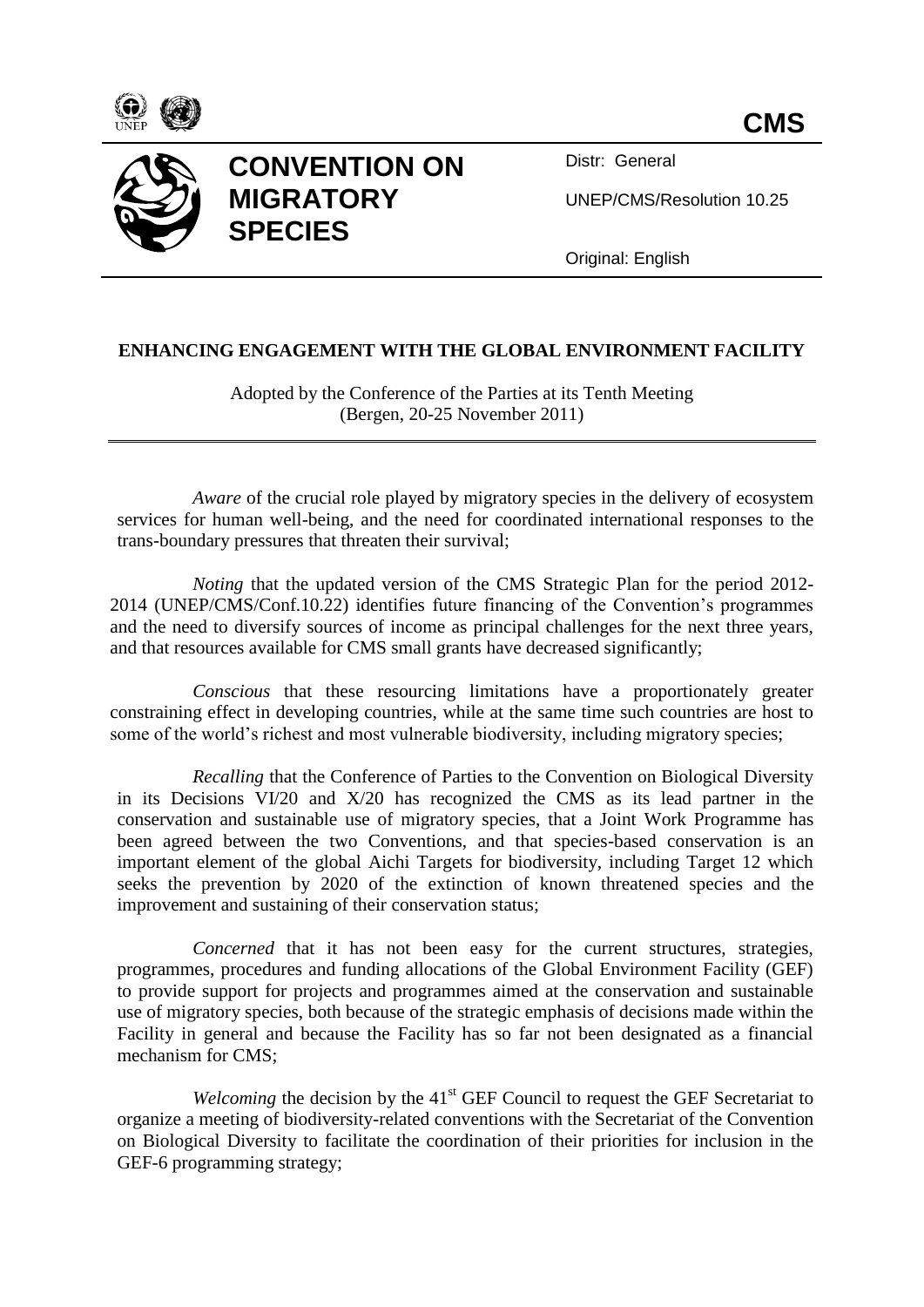**CMS**

# CONVENTION ON MIGRATORY SPECIES

Distr: General

UNEP/CMS/Resolution 10.25

Original: English

## ENHANCING ENGAGEMENT WITH THE GLOBAL ENVIRONMENT FACILITY

Adopted by the Conference of the Parties at its Tenth Meeting (Bergen, 20-25 November 2011)

*Aware* of the crucial role played by migratory species in the delivery of ecosystem services for human well-being, and the need for coordinated international responses to the trans-boundary pressures that threaten their survival;

*Noting* that the updated version of the CMS Strategic Plan for the period 2012-2014 (UNEP/CMS/Conf.10.22) identifies future financing of the Convention's programmes and the need to diversify sources of income as principal challenges for the next three years, and that resources available for CMS small grants have decreased significantly;

*Conscious* that these resourcing limitations have a proportionately greater constraining effect in developing countries, while at the same time such countries are host to some of the world's richest and most vulnerable biodiversity, including migratory species;

*Recalling* that the Conference of Parties to the Convention on Biological Diversity in its Decisions VI/20 and X/20 has recognized the CMS as its lead partner in the conservation and sustainable use of migratory species, that a Joint Work Programme has been agreed between the two Conventions, and that species-based conservation is an important element of the global Aichi Targets for biodiversity, including Target 12 which seeks the prevention by 2020 of the extinction of known threatened species and the improvement and sustaining of their conservation status;

*Concerned* that it has not been easy for the current structures, strategies, programmes, procedures and funding allocations of the Global Environment Facility (GEF) to provide support for projects and programmes aimed at the conservation and sustainable use of migratory species, both because of the strategic emphasis of decisions made within the Facility in general and because the Facility has so far not been designated as a financial mechanism for CMS;

*Welcoming* the decision by the 41st GEF Council to request the GEF Secretariat to organize a meeting of biodiversity-related conventions with the Secretariat of the Convention on Biological Diversity to facilitate the coordination of their priorities for inclusion in the GEF-6 programming strategy;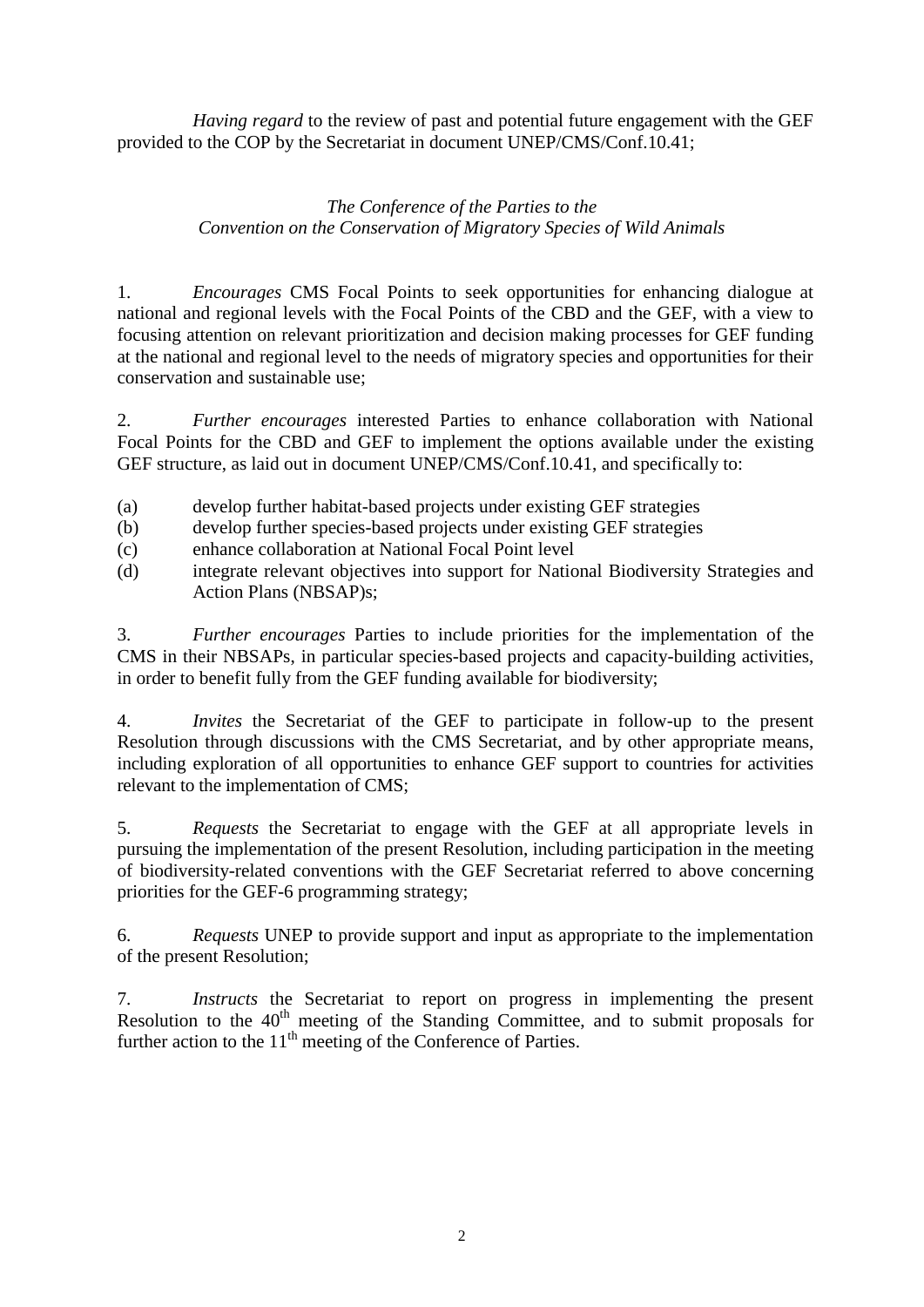*Having regard* to the review of past and potential future engagement with the GEF provided to the COP by the Secretariat in document UNEP/CMS/Conf.10.41;

*The Conference of the Parties to the*
*Convention on the Conservation of Migratory Species of Wild Animals*

1. *Encourages* CMS Focal Points to seek opportunities for enhancing dialogue at national and regional levels with the Focal Points of the CBD and the GEF, with a view to focusing attention on relevant prioritization and decision making processes for GEF funding at the national and regional level to the needs of migratory species and opportunities for their conservation and sustainable use;

2. *Further encourages* interested Parties to enhance collaboration with National Focal Points for the CBD and GEF to implement the options available under the existing GEF structure, as laid out in document UNEP/CMS/Conf.10.41, and specifically to:

(a) develop further habitat-based projects under existing GEF strategies
(b) develop further species-based projects under existing GEF strategies
(c) enhance collaboration at National Focal Point level
(d) integrate relevant objectives into support for National Biodiversity Strategies and Action Plans (NBSAP)s;

3. *Further encourages* Parties to include priorities for the implementation of the CMS in their NBSAPs, in particular species-based projects and capacity-building activities, in order to benefit fully from the GEF funding available for biodiversity;

4. *Invites* the Secretariat of the GEF to participate in follow-up to the present Resolution through discussions with the CMS Secretariat, and by other appropriate means, including exploration of all opportunities to enhance GEF support to countries for activities relevant to the implementation of CMS;

5. *Requests* the Secretariat to engage with the GEF at all appropriate levels in pursuing the implementation of the present Resolution, including participation in the meeting of biodiversity-related conventions with the GEF Secretariat referred to above concerning priorities for the GEF-6 programming strategy;

6. *Requests* UNEP to provide support and input as appropriate to the implementation of the present Resolution;

7. *Instructs* the Secretariat to report on progress in implementing the present Resolution to the 40th meeting of the Standing Committee, and to submit proposals for further action to the 11th meeting of the Conference of Parties.